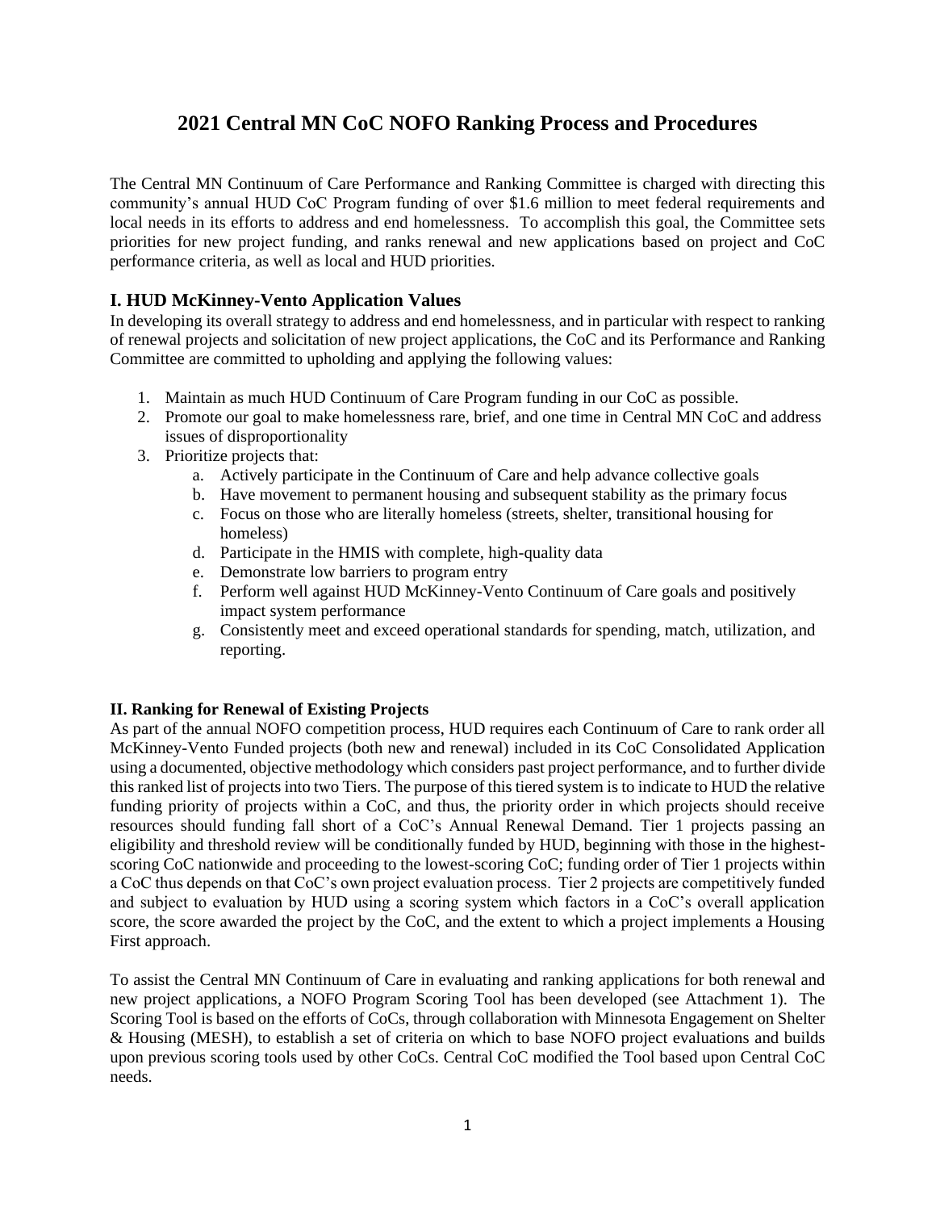# 2021 Central MN CoC NOFO Ranking Process and Procedures

The Central MN Continuum of Care Performance and Ranking Committee is charged with directing this community's annual HUD CoC Program funding of over $1.6 million to meet federal requirements and local needs in its efforts to address and end homelessness. To accomplish this goal, the Committee sets priorities for new project funding, and ranks renewal and new applications based on project and CoC performance criteria, as well as local and HUD priorities.

## I. HUD McKinney-Vento Application Values

In developing its overall strategy to address and end homelessness, and in particular with respect to ranking of renewal projects and solicitation of new project applications, the CoC and its Performance and Ranking Committee are committed to upholding and applying the following values:

1. Maintain as much HUD Continuum of Care Program funding in our CoC as possible.
2. Promote our goal to make homelessness rare, brief, and one time in Central MN CoC and address issues of disproportionality
3. Prioritize projects that:
   a. Actively participate in the Continuum of Care and help advance collective goals
   b. Have movement to permanent housing and subsequent stability as the primary focus
   c. Focus on those who are literally homeless (streets, shelter, transitional housing for homeless)
   d. Participate in the HMIS with complete, high-quality data
   e. Demonstrate low barriers to program entry
   f. Perform well against HUD McKinney-Vento Continuum of Care goals and positively impact system performance
   g. Consistently meet and exceed operational standards for spending, match, utilization, and reporting.

### II. Ranking for Renewal of Existing Projects

As part of the annual NOFO competition process, HUD requires each Continuum of Care to rank order all McKinney-Vento Funded projects (both new and renewal) included in its CoC Consolidated Application using a documented, objective methodology which considers past project performance, and to further divide this ranked list of projects into two Tiers. The purpose of this tiered system is to indicate to HUD the relative funding priority of projects within a CoC, and thus, the priority order in which projects should receive resources should funding fall short of a CoC's Annual Renewal Demand. Tier 1 projects passing an eligibility and threshold review will be conditionally funded by HUD, beginning with those in the highest-scoring CoC nationwide and proceeding to the lowest-scoring CoC; funding order of Tier 1 projects within a CoC thus depends on that CoC's own project evaluation process. Tier 2 projects are competitively funded and subject to evaluation by HUD using a scoring system which factors in a CoC's overall application score, the score awarded the project by the CoC, and the extent to which a project implements a Housing First approach.

To assist the Central MN Continuum of Care in evaluating and ranking applications for both renewal and new project applications, a NOFO Program Scoring Tool has been developed (see Attachment 1). The Scoring Tool is based on the efforts of CoCs, through collaboration with Minnesota Engagement on Shelter & Housing (MESH), to establish a set of criteria on which to base NOFO project evaluations and builds upon previous scoring tools used by other CoCs. Central CoC modified the Tool based upon Central CoC needs.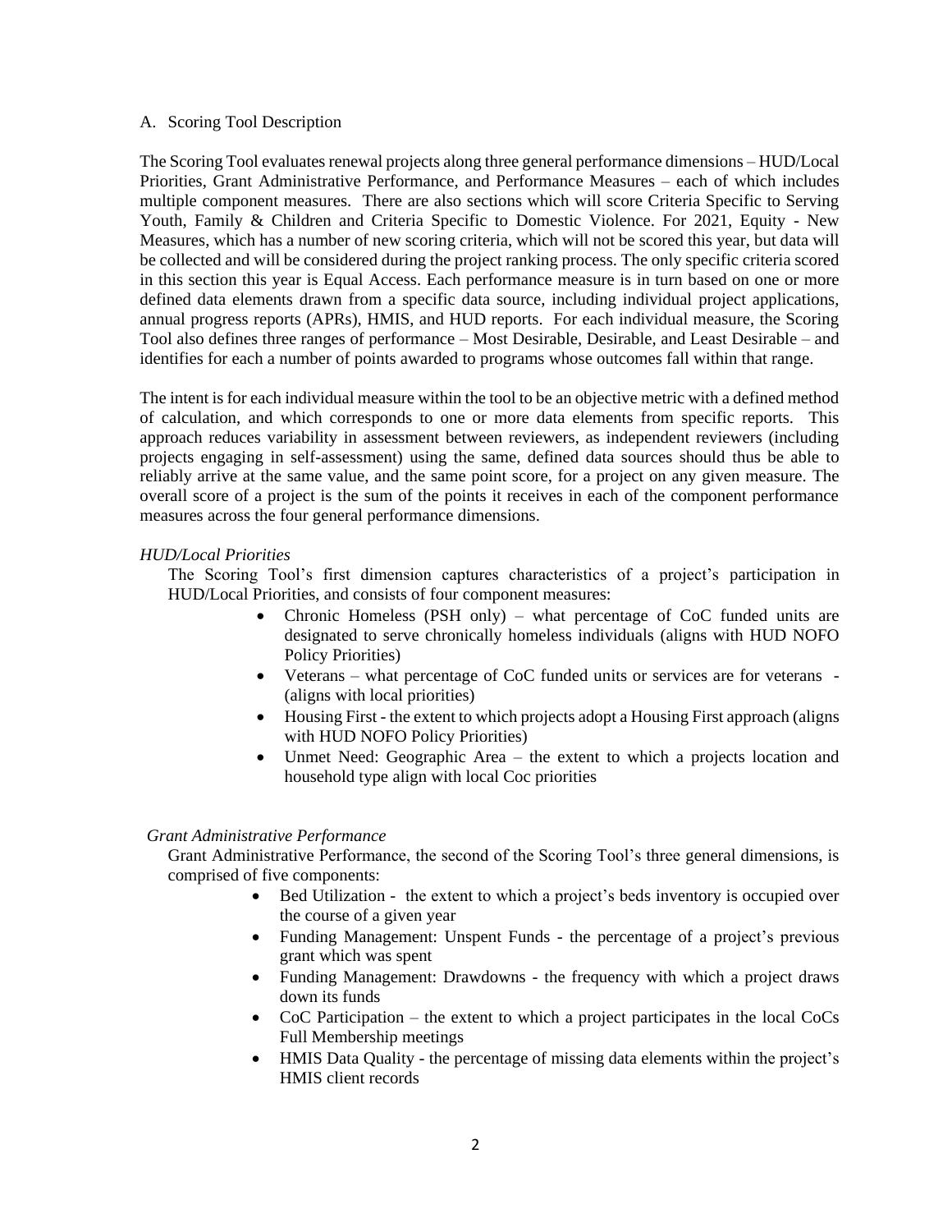A. Scoring Tool Description

The Scoring Tool evaluates renewal projects along three general performance dimensions – HUD/Local Priorities, Grant Administrative Performance, and Performance Measures – each of which includes multiple component measures. There are also sections which will score Criteria Specific to Serving Youth, Family & Children and Criteria Specific to Domestic Violence. For 2021, Equity - New Measures, which has a number of new scoring criteria, which will not be scored this year, but data will be collected and will be considered during the project ranking process. The only specific criteria scored in this section this year is Equal Access. Each performance measure is in turn based on one or more defined data elements drawn from a specific data source, including individual project applications, annual progress reports (APRs), HMIS, and HUD reports. For each individual measure, the Scoring Tool also defines three ranges of performance – Most Desirable, Desirable, and Least Desirable – and identifies for each a number of points awarded to programs whose outcomes fall within that range.

The intent is for each individual measure within the tool to be an objective metric with a defined method of calculation, and which corresponds to one or more data elements from specific reports. This approach reduces variability in assessment between reviewers, as independent reviewers (including projects engaging in self-assessment) using the same, defined data sources should thus be able to reliably arrive at the same value, and the same point score, for a project on any given measure. The overall score of a project is the sum of the points it receives in each of the component performance measures across the four general performance dimensions.

*HUD/Local Priorities*

The Scoring Tool's first dimension captures characteristics of a project's participation in HUD/Local Priorities, and consists of four component measures:

- Chronic Homeless (PSH only) – what percentage of CoC funded units are designated to serve chronically homeless individuals (aligns with HUD NOFO Policy Priorities)
- Veterans – what percentage of CoC funded units or services are for veterans - (aligns with local priorities)
- Housing First - the extent to which projects adopt a Housing First approach (aligns with HUD NOFO Policy Priorities)
- Unmet Need: Geographic Area – the extent to which a projects location and household type align with local Coc priorities

*Grant Administrative Performance*

Grant Administrative Performance, the second of the Scoring Tool's three general dimensions, is comprised of five components:

- Bed Utilization - the extent to which a project's beds inventory is occupied over the course of a given year
- Funding Management: Unspent Funds - the percentage of a project's previous grant which was spent
- Funding Management: Drawdowns - the frequency with which a project draws down its funds
- CoC Participation – the extent to which a project participates in the local CoCs Full Membership meetings
- HMIS Data Quality - the percentage of missing data elements within the project's HMIS client records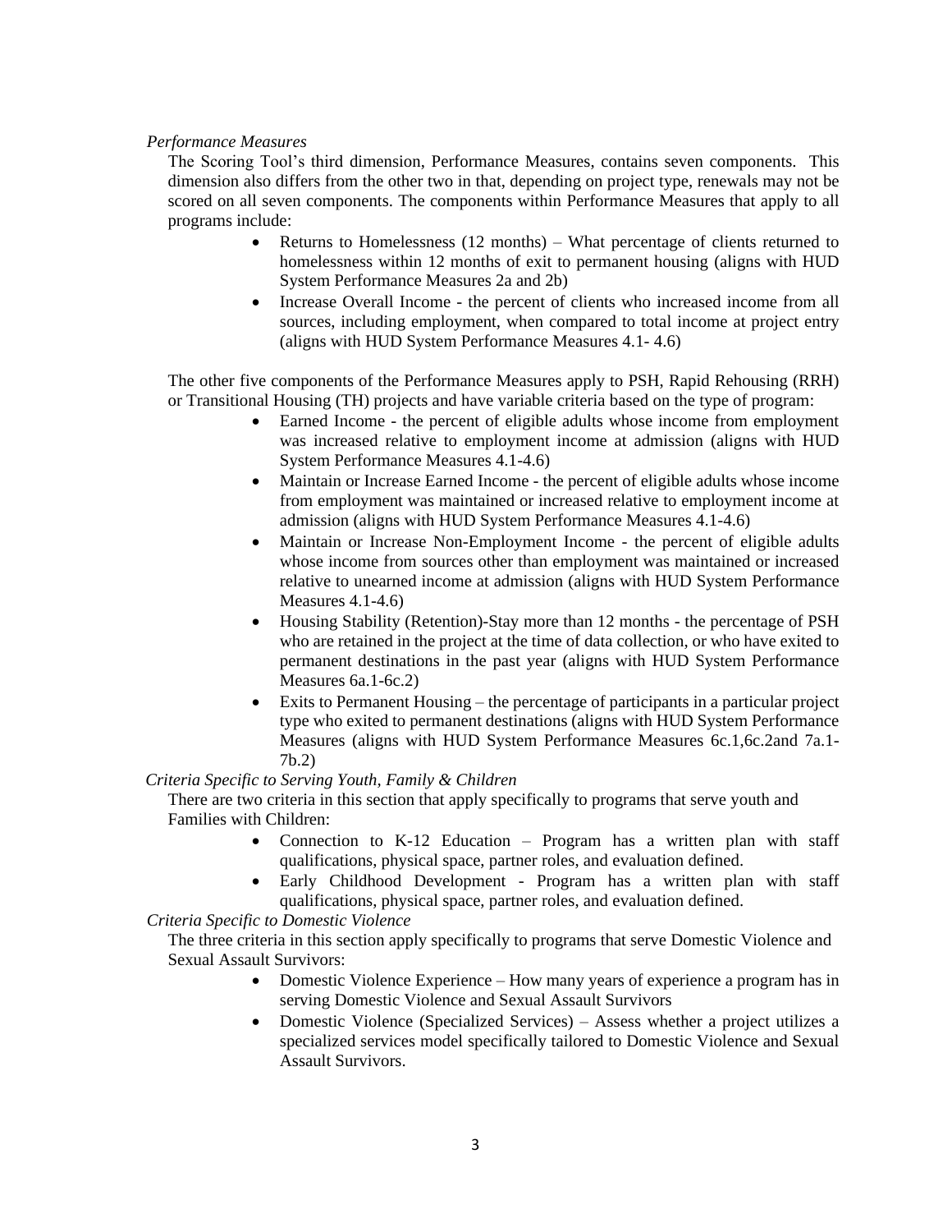*Performance Measures*

The Scoring Tool's third dimension, Performance Measures, contains seven components. This dimension also differs from the other two in that, depending on project type, renewals may not be scored on all seven components. The components within Performance Measures that apply to all programs include:

- Returns to Homelessness (12 months) – What percentage of clients returned to homelessness within 12 months of exit to permanent housing (aligns with HUD System Performance Measures 2a and 2b)
- Increase Overall Income - the percent of clients who increased income from all sources, including employment, when compared to total income at project entry (aligns with HUD System Performance Measures 4.1- 4.6)

The other five components of the Performance Measures apply to PSH, Rapid Rehousing (RRH) or Transitional Housing (TH) projects and have variable criteria based on the type of program:

- Earned Income - the percent of eligible adults whose income from employment was increased relative to employment income at admission (aligns with HUD System Performance Measures 4.1-4.6)
- Maintain or Increase Earned Income - the percent of eligible adults whose income from employment was maintained or increased relative to employment income at admission (aligns with HUD System Performance Measures 4.1-4.6)
- Maintain or Increase Non-Employment Income - the percent of eligible adults whose income from sources other than employment was maintained or increased relative to unearned income at admission (aligns with HUD System Performance Measures 4.1-4.6)
- Housing Stability (Retention)-Stay more than 12 months - the percentage of PSH who are retained in the project at the time of data collection, or who have exited to permanent destinations in the past year (aligns with HUD System Performance Measures 6a.1-6c.2)
- Exits to Permanent Housing – the percentage of participants in a particular project type who exited to permanent destinations (aligns with HUD System Performance Measures (aligns with HUD System Performance Measures 6c.1,6c.2and 7a.1-7b.2)

*Criteria Specific to Serving Youth, Family & Children*

There are two criteria in this section that apply specifically to programs that serve youth and Families with Children:

- Connection to K-12 Education – Program has a written plan with staff qualifications, physical space, partner roles, and evaluation defined.
- Early Childhood Development - Program has a written plan with staff qualifications, physical space, partner roles, and evaluation defined.

*Criteria Specific to Domestic Violence*

The three criteria in this section apply specifically to programs that serve Domestic Violence and Sexual Assault Survivors:

- Domestic Violence Experience – How many years of experience a program has in serving Domestic Violence and Sexual Assault Survivors
- Domestic Violence (Specialized Services) – Assess whether a project utilizes a specialized services model specifically tailored to Domestic Violence and Sexual Assault Survivors.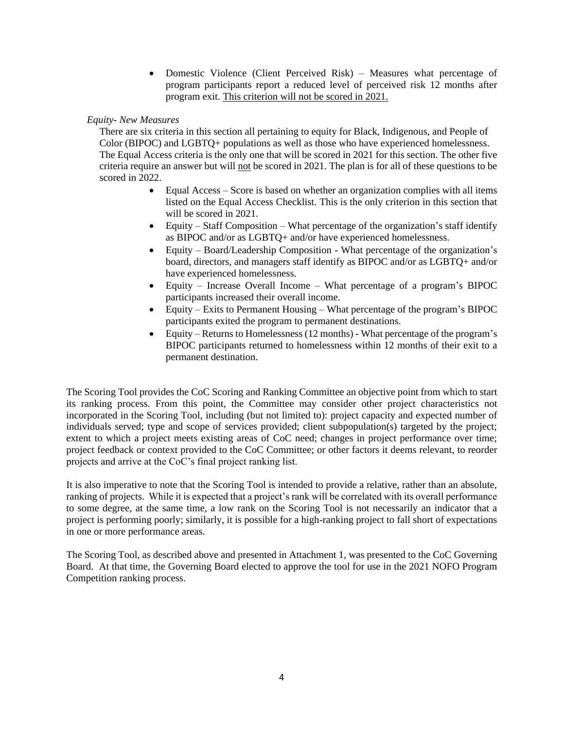- Domestic Violence (Client Perceived Risk) – Measures what percentage of program participants report a reduced level of perceived risk 12 months after program exit. <u>This criterion will not be scored in 2021.</u>

*Equity- New Measures*

There are six criteria in this section all pertaining to equity for Black, Indigenous, and People of Color (BIPOC) and LGBTQ+ populations as well as those who have experienced homelessness. The Equal Access criteria is the only one that will be scored in 2021 for this section. The other five criteria require an answer but will <u>not</u> be scored in 2021. The plan is for all of these questions to be scored in 2022.

- Equal Access – Score is based on whether an organization complies with all items listed on the Equal Access Checklist. This is the only criterion in this section that will be scored in 2021.
- Equity – Staff Composition – What percentage of the organization's staff identify as BIPOC and/or as LGBTQ+ and/or have experienced homelessness.
- Equity – Board/Leadership Composition - What percentage of the organization's board, directors, and managers staff identify as BIPOC and/or as LGBTQ+ and/or have experienced homelessness.
- Equity – Increase Overall Income – What percentage of a program's BIPOC participants increased their overall income.
- Equity – Exits to Permanent Housing – What percentage of the program's BIPOC participants exited the program to permanent destinations.
- Equity – Returns to Homelessness (12 months) - What percentage of the program's BIPOC participants returned to homelessness within 12 months of their exit to a permanent destination.

The Scoring Tool provides the CoC Scoring and Ranking Committee an objective point from which to start its ranking process. From this point, the Committee may consider other project characteristics not incorporated in the Scoring Tool, including (but not limited to): project capacity and expected number of individuals served; type and scope of services provided; client subpopulation(s) targeted by the project; extent to which a project meets existing areas of CoC need; changes in project performance over time; project feedback or context provided to the CoC Committee; or other factors it deems relevant, to reorder projects and arrive at the CoC's final project ranking list.

It is also imperative to note that the Scoring Tool is intended to provide a relative, rather than an absolute, ranking of projects. While it is expected that a project's rank will be correlated with its overall performance to some degree, at the same time, a low rank on the Scoring Tool is not necessarily an indicator that a project is performing poorly; similarly, it is possible for a high-ranking project to fall short of expectations in one or more performance areas.

The Scoring Tool, as described above and presented in Attachment 1, was presented to the CoC Governing Board. At that time, the Governing Board elected to approve the tool for use in the 2021 NOFO Program Competition ranking process.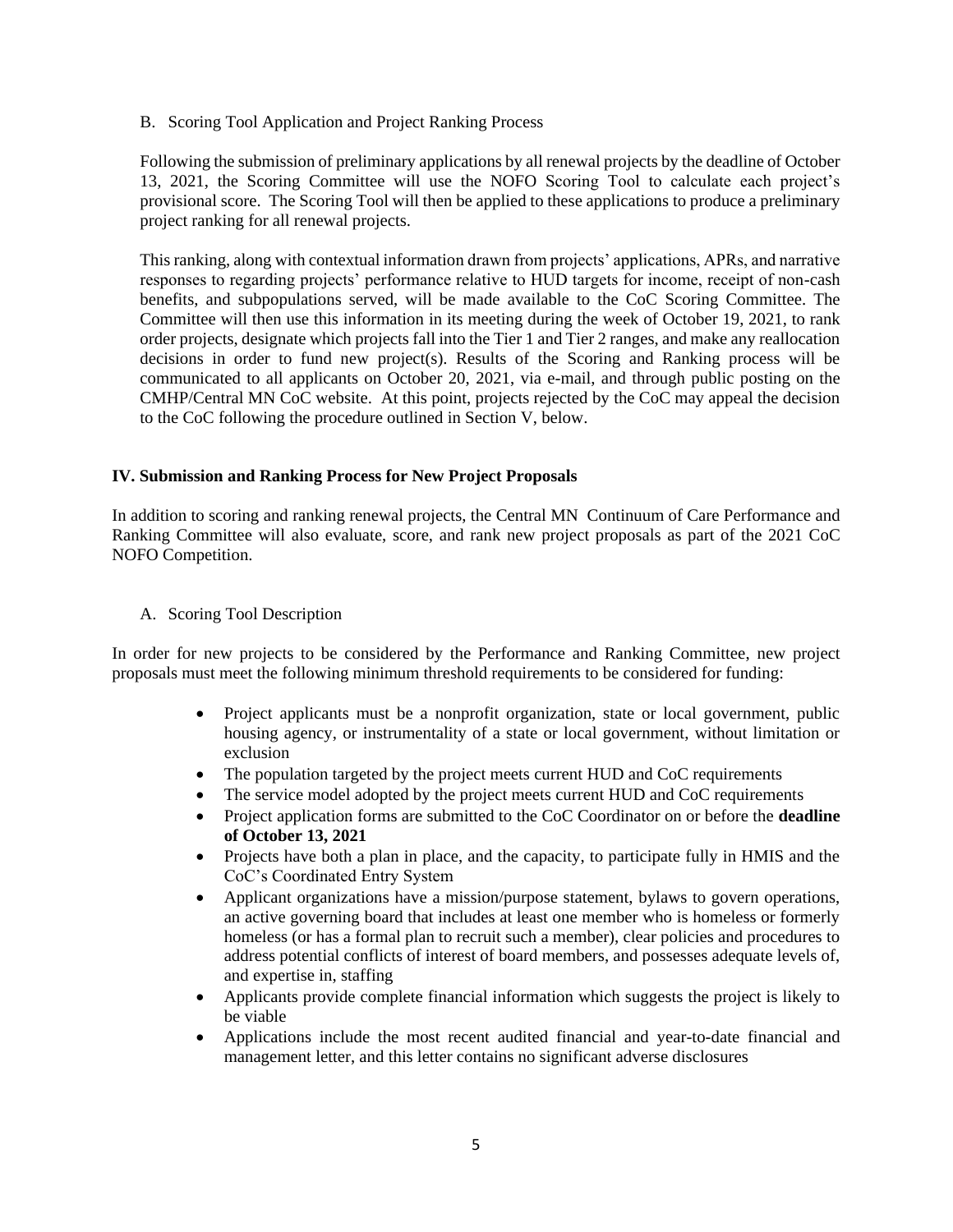### B. Scoring Tool Application and Project Ranking Process

Following the submission of preliminary applications by all renewal projects by the deadline of October 13, 2021, the Scoring Committee will use the NOFO Scoring Tool to calculate each project's provisional score. The Scoring Tool will then be applied to these applications to produce a preliminary project ranking for all renewal projects.

This ranking, along with contextual information drawn from projects' applications, APRs, and narrative responses to regarding projects' performance relative to HUD targets for income, receipt of non-cash benefits, and subpopulations served, will be made available to the CoC Scoring Committee. The Committee will then use this information in its meeting during the week of October 19, 2021, to rank order projects, designate which projects fall into the Tier 1 and Tier 2 ranges, and make any reallocation decisions in order to fund new project(s). Results of the Scoring and Ranking process will be communicated to all applicants on October 20, 2021, via e-mail, and through public posting on the CMHP/Central MN CoC website. At this point, projects rejected by the CoC may appeal the decision to the CoC following the procedure outlined in Section V, below.

## IV. Submission and Ranking Process for New Project Proposals

In addition to scoring and ranking renewal projects, the Central MN Continuum of Care Performance and Ranking Committee will also evaluate, score, and rank new project proposals as part of the 2021 CoC NOFO Competition.

### A. Scoring Tool Description

In order for new projects to be considered by the Performance and Ranking Committee, new project proposals must meet the following minimum threshold requirements to be considered for funding:

- Project applicants must be a nonprofit organization, state or local government, public housing agency, or instrumentality of a state or local government, without limitation or exclusion
- The population targeted by the project meets current HUD and CoC requirements
- The service model adopted by the project meets current HUD and CoC requirements
- Project application forms are submitted to the CoC Coordinator on or before the **deadline of October 13, 2021**
- Projects have both a plan in place, and the capacity, to participate fully in HMIS and the CoC's Coordinated Entry System
- Applicant organizations have a mission/purpose statement, bylaws to govern operations, an active governing board that includes at least one member who is homeless or formerly homeless (or has a formal plan to recruit such a member), clear policies and procedures to address potential conflicts of interest of board members, and possesses adequate levels of, and expertise in, staffing
- Applicants provide complete financial information which suggests the project is likely to be viable
- Applications include the most recent audited financial and year-to-date financial and management letter, and this letter contains no significant adverse disclosures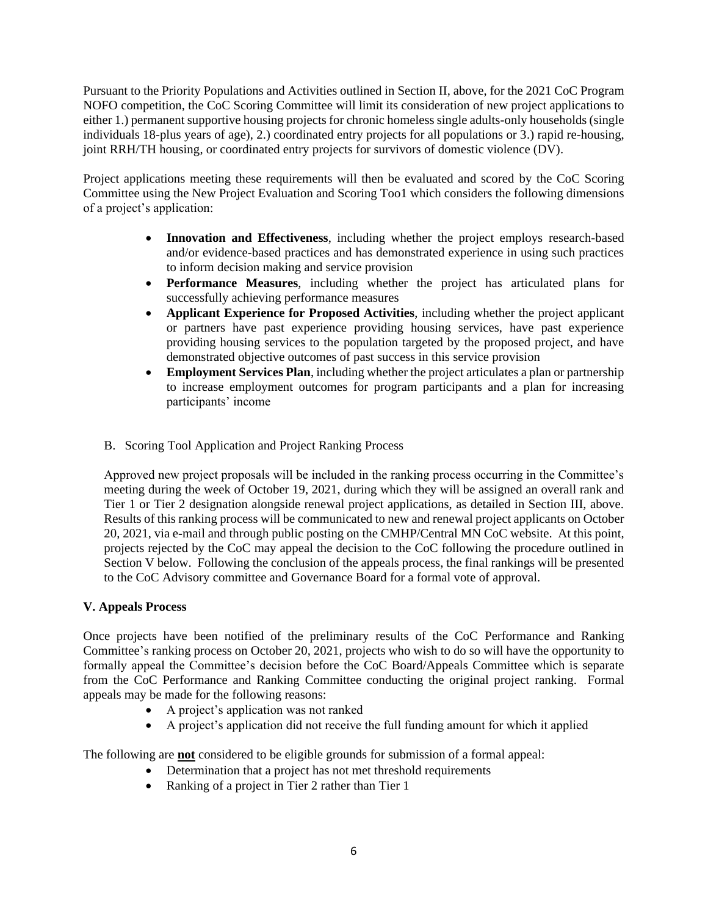Pursuant to the Priority Populations and Activities outlined in Section II, above, for the 2021 CoC Program NOFO competition, the CoC Scoring Committee will limit its consideration of new project applications to either 1.) permanent supportive housing projects for chronic homeless single adults-only households (single individuals 18-plus years of age), 2.) coordinated entry projects for all populations or 3.) rapid re-housing, joint RRH/TH housing, or coordinated entry projects for survivors of domestic violence (DV).

Project applications meeting these requirements will then be evaluated and scored by the CoC Scoring Committee using the New Project Evaluation and Scoring Too1 which considers the following dimensions of a project's application:

- **Innovation and Effectiveness**, including whether the project employs research-based and/or evidence-based practices and has demonstrated experience in using such practices to inform decision making and service provision
- **Performance Measures**, including whether the project has articulated plans for successfully achieving performance measures
- **Applicant Experience for Proposed Activities**, including whether the project applicant or partners have past experience providing housing services, have past experience providing housing services to the population targeted by the proposed project, and have demonstrated objective outcomes of past success in this service provision
- **Employment Services Plan**, including whether the project articulates a plan or partnership to increase employment outcomes for program participants and a plan for increasing participants' income

B. Scoring Tool Application and Project Ranking Process

Approved new project proposals will be included in the ranking process occurring in the Committee's meeting during the week of October 19, 2021, during which they will be assigned an overall rank and Tier 1 or Tier 2 designation alongside renewal project applications, as detailed in Section III, above. Results of this ranking process will be communicated to new and renewal project applicants on October 20, 2021, via e-mail and through public posting on the CMHP/Central MN CoC website. At this point, projects rejected by the CoC may appeal the decision to the CoC following the procedure outlined in Section V below. Following the conclusion of the appeals process, the final rankings will be presented to the CoC Advisory committee and Governance Board for a formal vote of approval.

## V. Appeals Process

Once projects have been notified of the preliminary results of the CoC Performance and Ranking Committee's ranking process on October 20, 2021, projects who wish to do so will have the opportunity to formally appeal the Committee's decision before the CoC Board/Appeals Committee which is separate from the CoC Performance and Ranking Committee conducting the original project ranking. Formal appeals may be made for the following reasons:

- A project's application was not ranked
- A project's application did not receive the full funding amount for which it applied

The following are **not** considered to be eligible grounds for submission of a formal appeal:

- Determination that a project has not met threshold requirements
- Ranking of a project in Tier 2 rather than Tier 1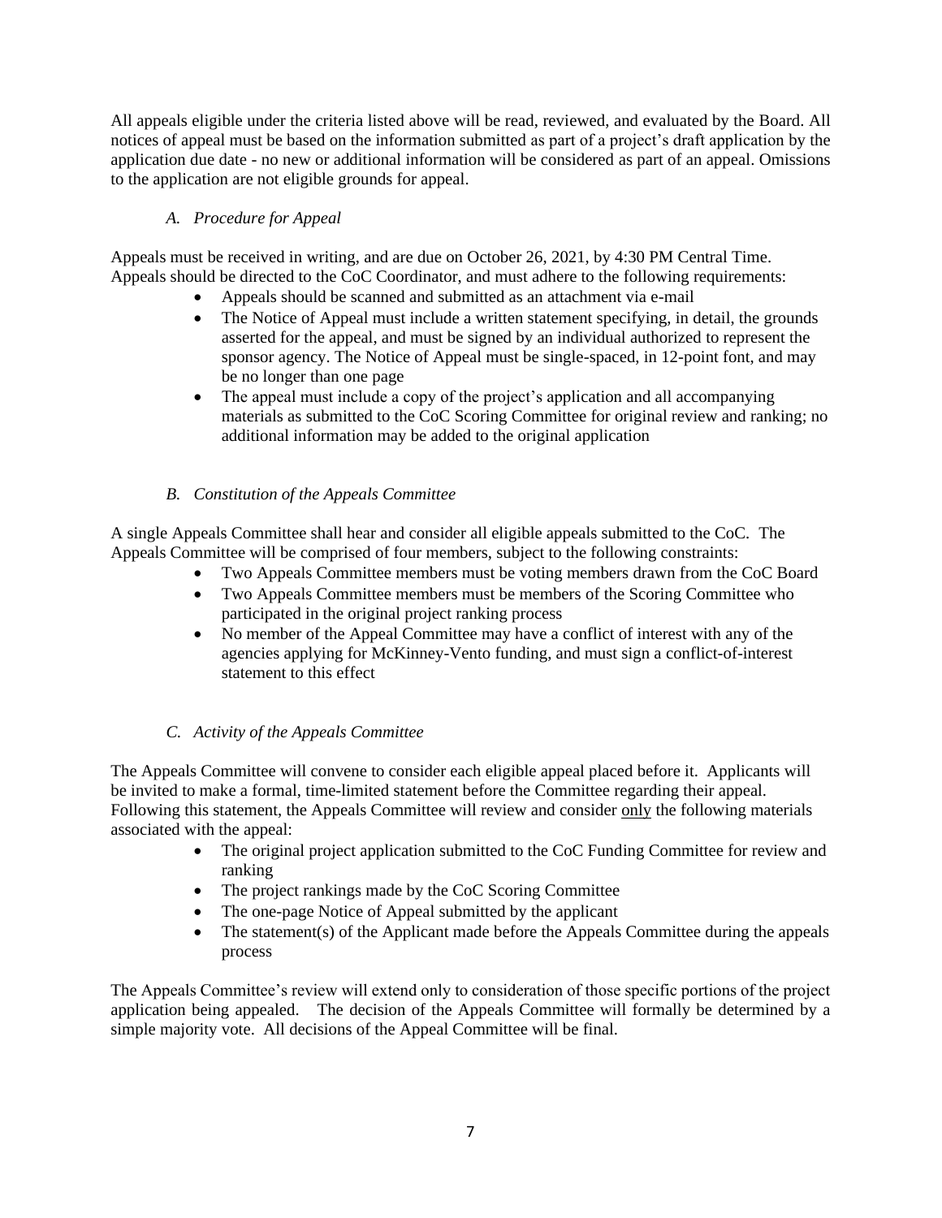All appeals eligible under the criteria listed above will be read, reviewed, and evaluated by the Board. All notices of appeal must be based on the information submitted as part of a project's draft application by the application due date - no new or additional information will be considered as part of an appeal. Omissions to the application are not eligible grounds for appeal.

### *A. Procedure for Appeal*

Appeals must be received in writing, and are due on October 26, 2021, by 4:30 PM Central Time. Appeals should be directed to the CoC Coordinator, and must adhere to the following requirements:

- Appeals should be scanned and submitted as an attachment via e-mail
- The Notice of Appeal must include a written statement specifying, in detail, the grounds asserted for the appeal, and must be signed by an individual authorized to represent the sponsor agency. The Notice of Appeal must be single-spaced, in 12-point font, and may be no longer than one page
- The appeal must include a copy of the project's application and all accompanying materials as submitted to the CoC Scoring Committee for original review and ranking; no additional information may be added to the original application

### *B. Constitution of the Appeals Committee*

A single Appeals Committee shall hear and consider all eligible appeals submitted to the CoC. The Appeals Committee will be comprised of four members, subject to the following constraints:

- Two Appeals Committee members must be voting members drawn from the CoC Board
- Two Appeals Committee members must be members of the Scoring Committee who participated in the original project ranking process
- No member of the Appeal Committee may have a conflict of interest with any of the agencies applying for McKinney-Vento funding, and must sign a conflict-of-interest statement to this effect

### *C. Activity of the Appeals Committee*

The Appeals Committee will convene to consider each eligible appeal placed before it. Applicants will be invited to make a formal, time-limited statement before the Committee regarding their appeal. Following this statement, the Appeals Committee will review and consider <u>only</u> the following materials associated with the appeal:

- The original project application submitted to the CoC Funding Committee for review and ranking
- The project rankings made by the CoC Scoring Committee
- The one-page Notice of Appeal submitted by the applicant
- The statement(s) of the Applicant made before the Appeals Committee during the appeals process

The Appeals Committee's review will extend only to consideration of those specific portions of the project application being appealed. The decision of the Appeals Committee will formally be determined by a simple majority vote. All decisions of the Appeal Committee will be final.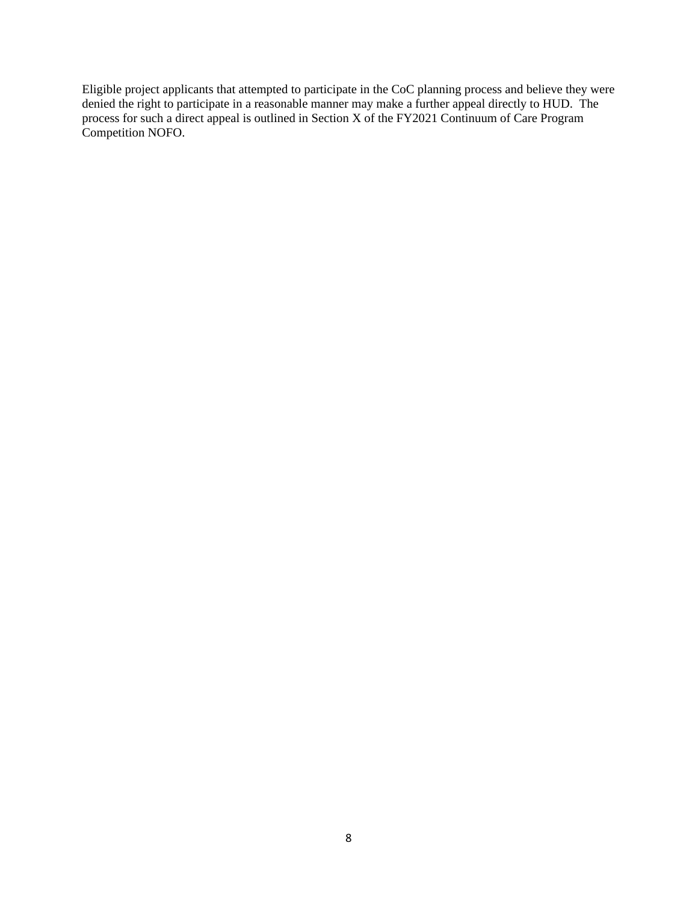Eligible project applicants that attempted to participate in the CoC planning process and believe they were denied the right to participate in a reasonable manner may make a further appeal directly to HUD. The process for such a direct appeal is outlined in Section X of the FY2021 Continuum of Care Program Competition NOFO.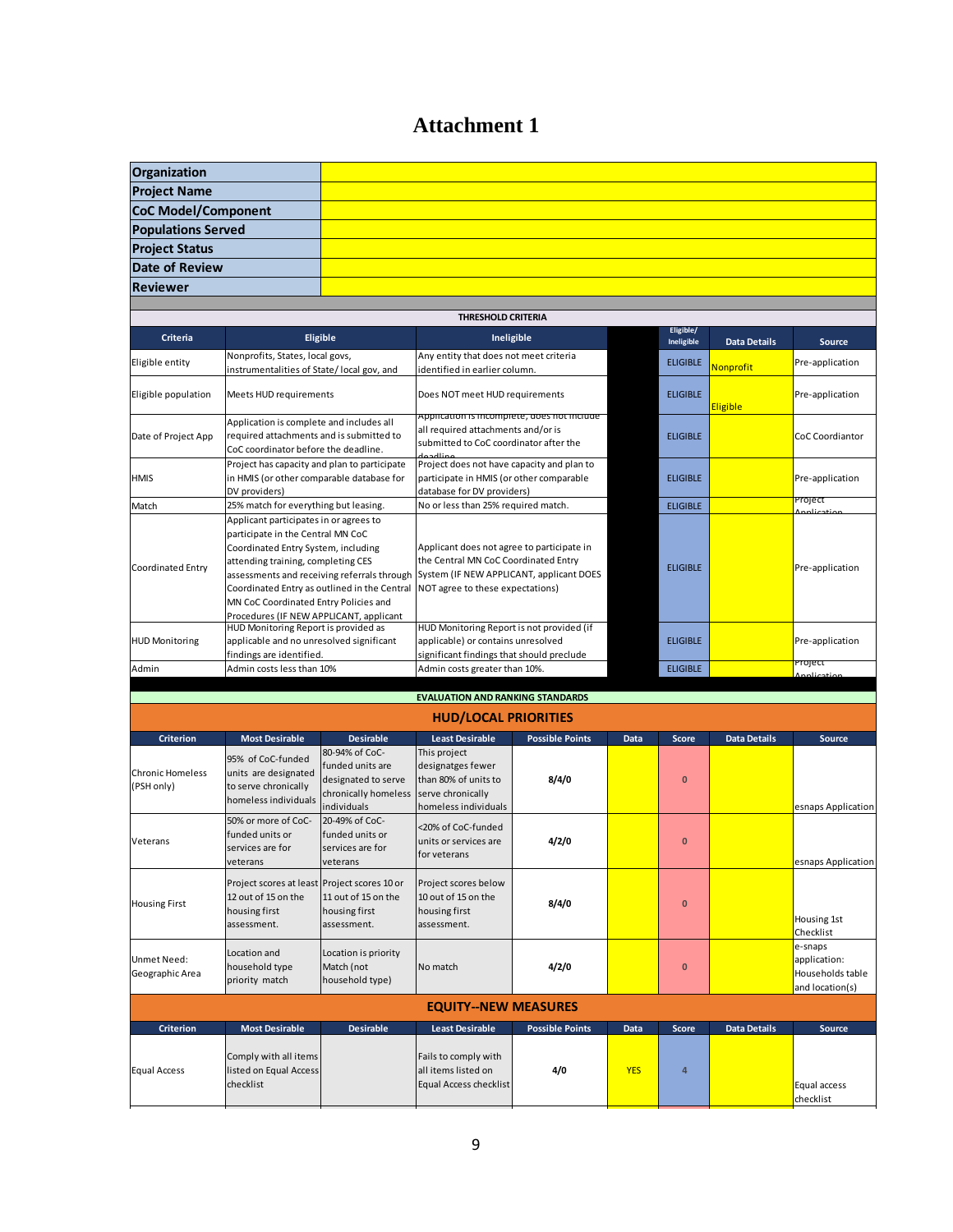# Attachment 1

| Organization | |
|---|---|
| Project Name | |
| CoC Model/Component | |
| Populations Served | |
| Project Status | |
| Date of Review | |
| Reviewer | |

**THRESHOLD CRITERIA**

| Criteria | Eligible | Ineligible | | Eligible/ Ineligible | Data Details | Source |
|---|---|---|---|---|---|---|
| Eligible entity | Nonprofits, States, local govs, instrumentalities of State/ local gov, and | Any entity that does not meet criteria identified in earlier column. | | ELIGIBLE | Nonprofit | Pre-application |
| Eligible population | Meets HUD requirements | Does NOT meet HUD requirements | | ELIGIBLE | Eligible | Pre-application |
| Date of Project App | Application is complete and includes all required attachments and is submitted to CoC coordinator before the deadline. | Application is incomplete, does not include all required attachments and/or is submitted to CoC coordinator after the deadline | | ELIGIBLE | | CoC Coordiantor |
| HMIS | Project has capacity and plan to participate in HMIS (or other comparable database for DV providers) | Project does not have capacity and plan to participate in HMIS (or other comparable database for DV providers) | | ELIGIBLE | | Pre-application |
| Match | 25% match for everything but leasing. | No or less than 25% required match. | | ELIGIBLE | | Project Application |
| Coordinated Entry | Applicant participates in or agrees to participate in the Central MN CoC Coordinated Entry System, including attending training, completing CES assessments and receiving referrals through Coordinated Entry as outlined in the Central MN CoC Coordinated Entry Policies and Procedures (IF NEW APPLICANT, applicant | Applicant does not agree to participate in the Central MN CoC Coordinated Entry System (IF NEW APPLICANT, applicant DOES NOT agree to these expectations) | | ELIGIBLE | | Pre-application |
| HUD Monitoring | HUD Monitoring Report is provided as applicable and no unresolved significant findings are identified. | HUD Monitoring Report is not provided (if applicable) or contains unresolved significant findings that should preclude | | ELIGIBLE | | Pre-application |
| Admin | Admin costs less than 10% | Admin costs greater than 10%. | | ELIGIBLE | | Project Application |

**EVALUATION AND RANKING STANDARDS**

## HUD/LOCAL PRIORITIES

| Criterion | Most Desirable | Desirable | Least Desirable | Possible Points | Data | Score | Data Details | Source |
|---|---|---|---|---|---|---|---|---|
| Chronic Homeless (PSH only) | 95% of CoC-funded units are designated to serve chronically homeless individuals | 80-94% of CoC-funded units are designated to serve chronically homeless individuals | This project designatges fewer than 80% of units to serve chronically homeless individuals | 8/4/0 | | 0 | | esnaps Application |
| Veterans | 50% or more of CoC-funded units or services are for veterans | 20-49% of CoC-funded units or services are for veterans | <20% of CoC-funded units or services are for veterans | 4/2/0 | | 0 | | esnaps Application |
| Housing First | Project scores at least 12 out of 15 on the housing first assessment. | Project scores 10 or 11 out of 15 on the housing first assessment. | Project scores below 10 out of 15 on the housing first assessment. | 8/4/0 | | 0 | | Housing 1st Checklist |
| Unmet Need: Geographic Area | Location and household type priority match | Location is priority Match (not household type) | No match | 4/2/0 | | 0 | | e-snaps application: Households table and location(s) |

## EQUITY--NEW MEASURES

| Criterion | Most Desirable | Desirable | Least Desirable | Possible Points | Data | Score | Data Details | Source |
|---|---|---|---|---|---|---|---|---|
| Equal Access | Comply with all items listed on Equal Access checklist | | Fails to comply with all items listed on Equal Access checklist | 4/0 | YES | 4 | | Equal access checklist |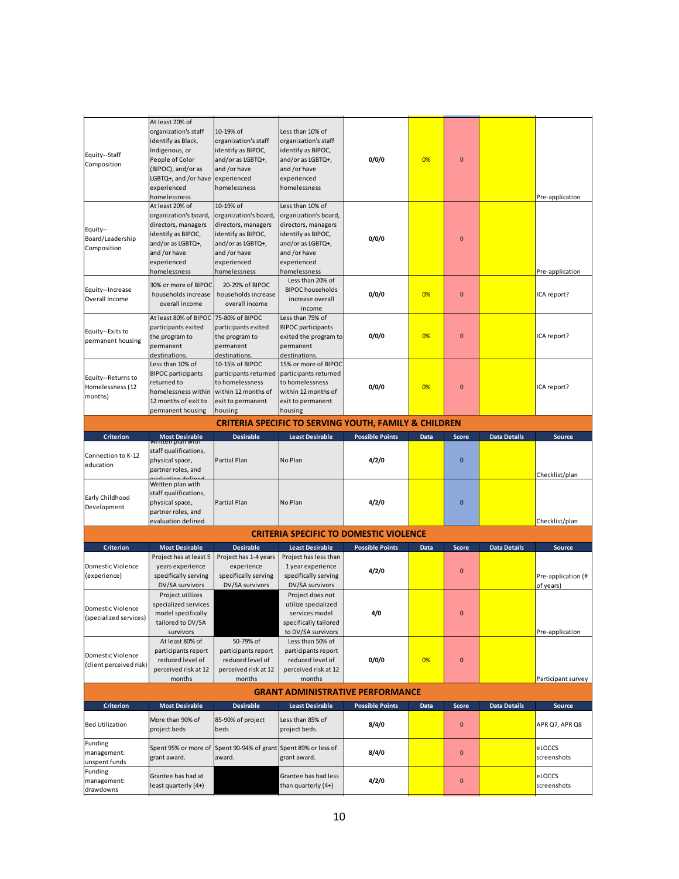| Criterion | Most Desirable | Desirable | Least Desirable | Possible Points | Data | Score | Data Details | Source |
|---|---|---|---|---|---|---|---|---|
| Equity--Staff Composition | At least 20% of organization's staff identify as Black, Indigenous, or People of Color (BIPOC), and/or as LGBTQ+, and /or have experienced homelessness | 10-19% of organization's staff identify as BIPOC, and/or as LGBTQ+, and /or have experienced homelessness | Less than 10% of organization's staff identify as BIPOC, and/or as LGBTQ+, and /or have experienced homelessness | 0/0/0 | 0% | 0 | | Pre-application |
| Equity--Board/Leadership Composition | At least 20% of organization's board, directors, managers identify as BIPOC, and/or as LGBTQ+, and /or have experienced homelessness | 10-19% of organization's board, directors, managers identify as BIPOC, and/or as LGBTQ+, and /or have experienced homelessness | Less than 10% of organization's board, directors, managers identify as BIPOC, and/or as LGBTQ+, and /or have experienced homelessness | 0/0/0 | | 0 | | Pre-application |
| Equity--Increase Overall Income | 30% or more of BIPOC households increase overall income | 20-29% of BIPOC households increase overall income | Less than 20% of BIPOC households increase overall income | 0/0/0 | 0% | 0 | | ICA report? |
| Equity--Exits to permanent housing | At least 80% of BIPOC participants exited the program to permanent destinations. | 75-80% of BIPOC participants exited the program to permanent destinations. | Less than 75% of BIPOC participants exited the program to permanent destinations. | 0/0/0 | 0% | 0 | | ICA report? |
| Equity--Returns to Homelessness (12 months) | Less than 10% of BIPOC participants returned to homelessness within 12 months of exit to permanent housing | 10-15% of BIPOC participants returned to homelessness within 12 months of exit to permanent housing | 15% or more of BIPOC participants returned to homelessness within 12 months of exit to permanent housing | 0/0/0 | 0% | 0 | | ICA report? |

## CRITERIA SPECIFIC TO SERVING YOUTH, FAMILY & CHILDREN

| Criterion | Most Desirable | Desirable | Least Desirable | Possible Points | Data | Score | Data Details | Source |
|---|---|---|---|---|---|---|---|---|
| Connection to K-12 education | Written plan with staff qualifications, physical space, partner roles, and evaluation defined | Partial Plan | No Plan | 4/2/0 | | 0 | | Checklist/plan |
| Early Childhood Development | Written plan with staff qualifications, physical space, partner roles, and evaluation defined | Partial Plan | No Plan | 4/2/0 | | 0 | | Checklist/plan |

## CRITERIA SPECIFIC TO DOMESTIC VIOLENCE

| Criterion | Most Desirable | Desirable | Least Desirable | Possible Points | Data | Score | Data Details | Source |
|---|---|---|---|---|---|---|---|---|
| Domestic Violence (experience) | Project has at least 5 years experience specifically serving DV/SA survivors | Project has 1-4 years experience specifically serving DV/SA survivors | Project has less than 1 year experience specifically serving DV/SA survivors | 4/2/0 | | 0 | | Pre-application (# of years) |
| Domestic Violence (specialized services) | Project utilizes specialized services model specifically tailored to DV/SA survivors | | Project does not utilize specialized services model specifically tailored to DV/SA survivors | 4/0 | | 0 | | Pre-application |
| Domestic Violence (client perceived risk) | At least 80% of participants report reduced level of perceived risk at 12 months | 50-79% of participants report reduced level of perceived risk at 12 months | Less than 50% of participants report reduced level of perceived risk at 12 months | 0/0/0 | 0% | 0 | | Participant survey |

## GRANT ADMINISTRATIVE PERFORMANCE

| Criterion | Most Desirable | Desirable | Least Desirable | Possible Points | Data | Score | Data Details | Source |
|---|---|---|---|---|---|---|---|---|
| Bed Utilization | More than 90% of project beds | 85-90% of project beds | Less than 85% of project beds. | 8/4/0 | | 0 | | APR Q7, APR Q8 |
| Funding management: unspent funds | Spent 95% or more of grant award. | Spent 90-94% of grant award. | Spent 89% or less of grant award. | 8/4/0 | | 0 | | eLOCCS screenshots |
| Funding management: drawdowns | Grantee has had at least quarterly (4+) | | Grantee has had less than quarterly (4+) | 4/2/0 | | 0 | | eLOCCS screenshots |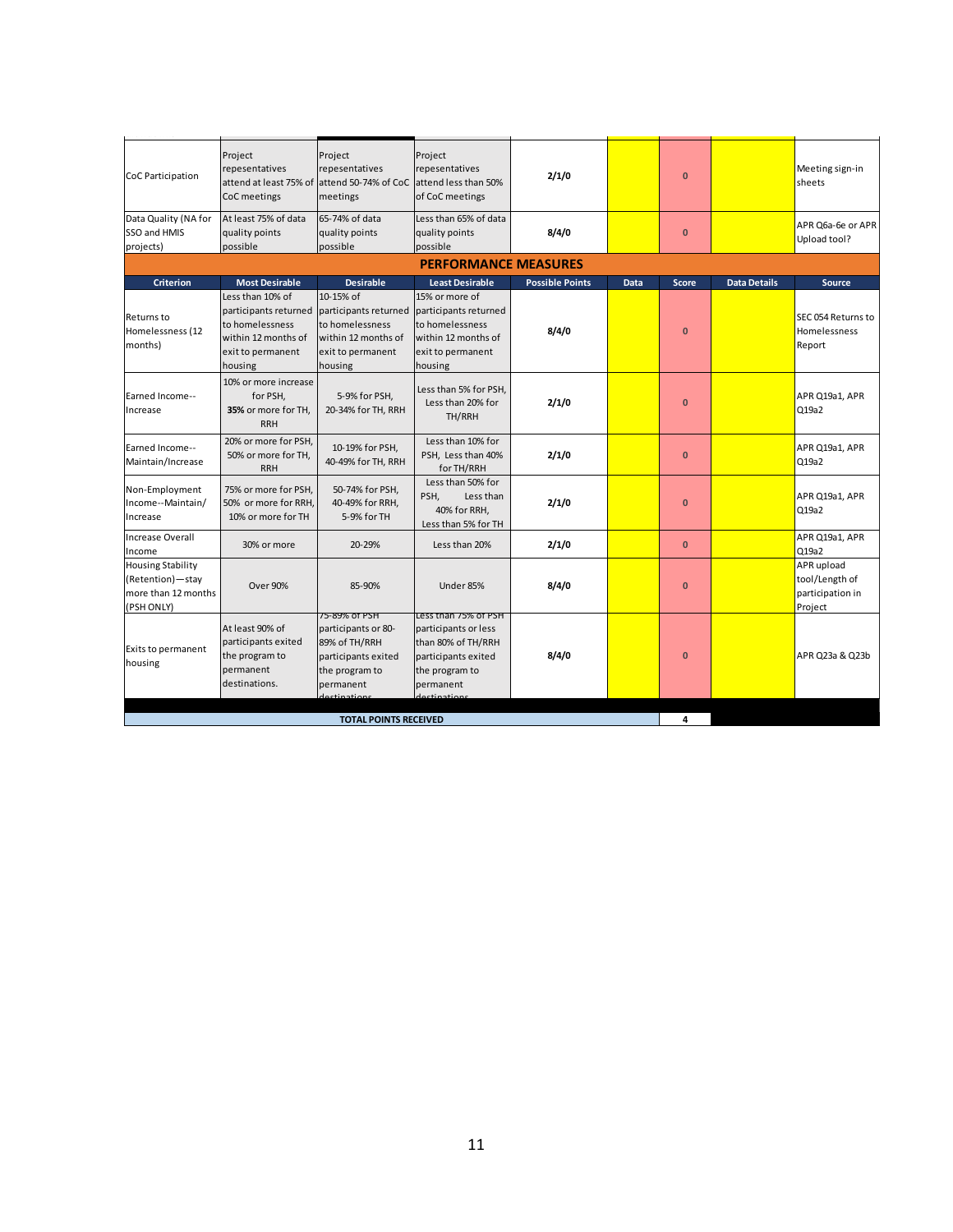| | | | | | | | | |
|---|---|---|---|---|---|---|---|---|
| CoC Participation | Project repesentatives attend at least 75% of CoC meetings | Project repesentatives attend 50-74% of CoC meetings | Project repesentatives attend less than 50% of CoC meetings | 2/1/0 | | 0 | | Meeting sign-in sheets |
| Data Quality (NA for SSO and HMIS projects) | At least 75% of data quality points possible | 65-74% of data quality points possible | Less than 65% of data quality points possible | 8/4/0 | | 0 | | APR Q6a-6e or APR Upload tool? |
| **PERFORMANCE MEASURES** | | | | | | | | |
| **Criterion** | **Most Desirable** | **Desirable** | **Least Desirable** | **Possible Points** | **Data** | **Score** | **Data Details** | **Source** |
| Returns to Homelessness (12 months) | Less than 10% of participants returned to homelessness within 12 months of exit to permanent housing | 10-15% of participants returned to homelessness within 12 months of exit to permanent housing | 15% or more of participants returned to homelessness within 12 months of exit to permanent housing | 8/4/0 | | 0 | | SEC 054 Returns to Homelessness Report |
| Earned Income--Increase | 10% or more increase for PSH, **35%** or more for TH, RRH | 5-9% for PSH, 20-34% for TH, RRH | Less than 5% for PSH, Less than 20% for TH/RRH | 2/1/0 | | 0 | | APR Q19a1, APR Q19a2 |
| Earned Income--Maintain/Increase | 20% or more for PSH, 50% or more for TH, RRH | 10-19% for PSH, 40-49% for TH, RRH | Less than 10% for PSH, Less than 40% for TH/RRH | 2/1/0 | | 0 | | APR Q19a1, APR Q19a2 |
| Non-Employment Income--Maintain/ Increase | 75% or more for PSH, 50% or more for RRH, 10% or more for TH | 50-74% for PSH, 40-49% for RRH, 5-9% for TH | Less than 50% for PSH, Less than 40% for RRH, Less than 5% for TH | 2/1/0 | | 0 | | APR Q19a1, APR Q19a2 |
| Increase Overall Income | 30% or more | 20-29% | Less than 20% | 2/1/0 | | 0 | | APR Q19a1, APR Q19a2 |
| Housing Stability (Retention)—stay more than 12 months (PSH ONLY) | Over 90% | 85-90% | Under 85% | 8/4/0 | | 0 | | APR upload tool/Length of participation in Project |
| Exits to permanent housing | At least 90% of participants exited the program to permanent destinations. | 75-89% of PSH participants or 80-89% of TH/RRH participants exited the program to permanent destinations | Less than 75% of PSH participants or less than 80% of TH/RRH participants exited the program to permanent destinations | 8/4/0 | | 0 | | APR Q23a & Q23b |
| **TOTAL POINTS RECEIVED** | | | | | | 4 | | |